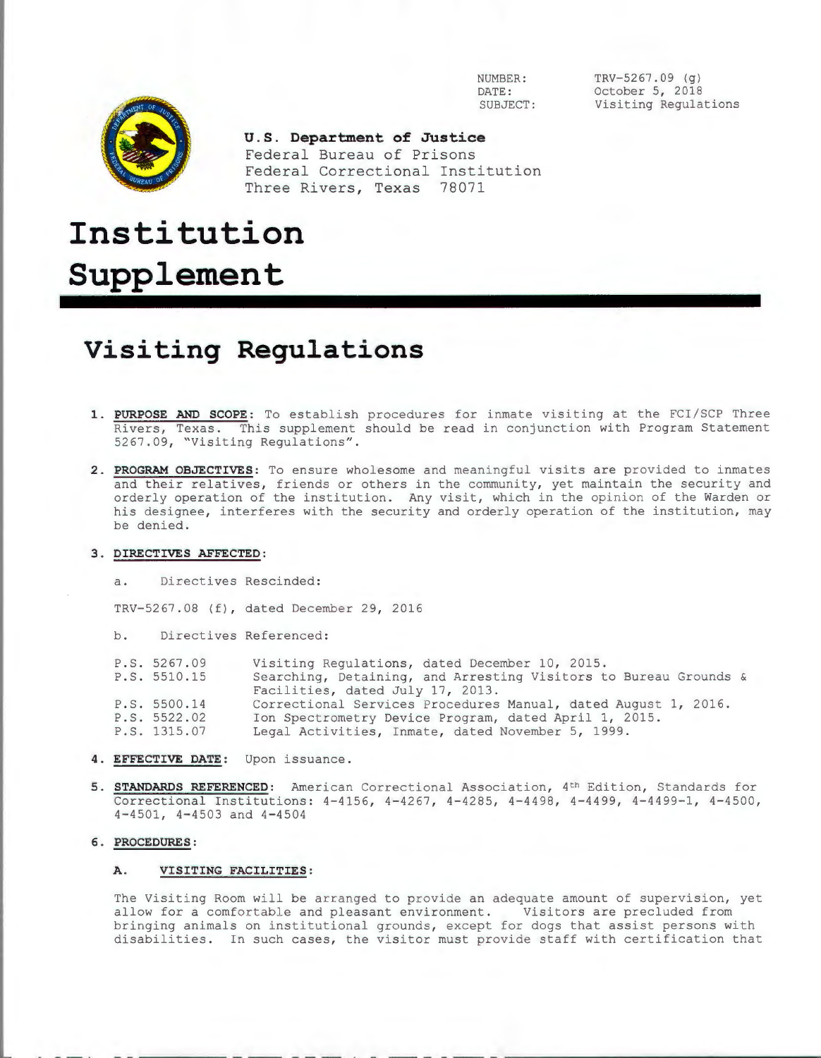NUMBER: TRV-5267.09 (g)
DATE: October 5, 2018
SUBJECT: Visiting Regulations

**U.S. Department of Justice**
Federal Bureau of Prisons
Federal Correctional Institution
Three Rivers, Texas 78071

# Institution Supplement

## Visiting Regulations

1. **PURPOSE AND SCOPE**: To establish procedures for inmate visiting at the FCI/SCP Three Rivers, Texas. This supplement should be read in conjunction with Program Statement 5267.09, "Visiting Regulations".

2. **PROGRAM OBJECTIVES**: To ensure wholesome and meaningful visits are provided to inmates and their relatives, friends or others in the community, yet maintain the security and orderly operation of the institution. Any visit, which in the opinion of the Warden or his designee, interferes with the security and orderly operation of the institution, may be denied.

3. **DIRECTIVES AFFECTED**:

   a. Directives Rescinded:

   TRV-5267.08 (f), dated December 29, 2016

   b. Directives Referenced:

| | |
|---|---|
| P.S. 5267.09 | Visiting Regulations, dated December 10, 2015. |
| P.S. 5510.15 | Searching, Detaining, and Arresting Visitors to Bureau Grounds & Facilities, dated July 17, 2013. |
| P.S. 5500.14 | Correctional Services Procedures Manual, dated August 1, 2016. |
| P.S. 5522.02 | Ion Spectrometry Device Program, dated April 1, 2015. |
| P.S. 1315.07 | Legal Activities, Inmate, dated November 5, 1999. |

4. **EFFECTIVE DATE**: Upon issuance.

5. **STANDARDS REFERENCED**: American Correctional Association, 4th Edition, Standards for Correctional Institutions: 4-4156, 4-4267, 4-4285, 4-4498, 4-4499, 4-4499-1, 4-4500, 4-4501, 4-4503 and 4-4504

6. **PROCEDURES**:

   **A. VISITING FACILITIES**:

   The Visiting Room will be arranged to provide an adequate amount of supervision, yet allow for a comfortable and pleasant environment. Visitors are precluded from bringing animals on institutional grounds, except for dogs that assist persons with disabilities. In such cases, the visitor must provide staff with certification that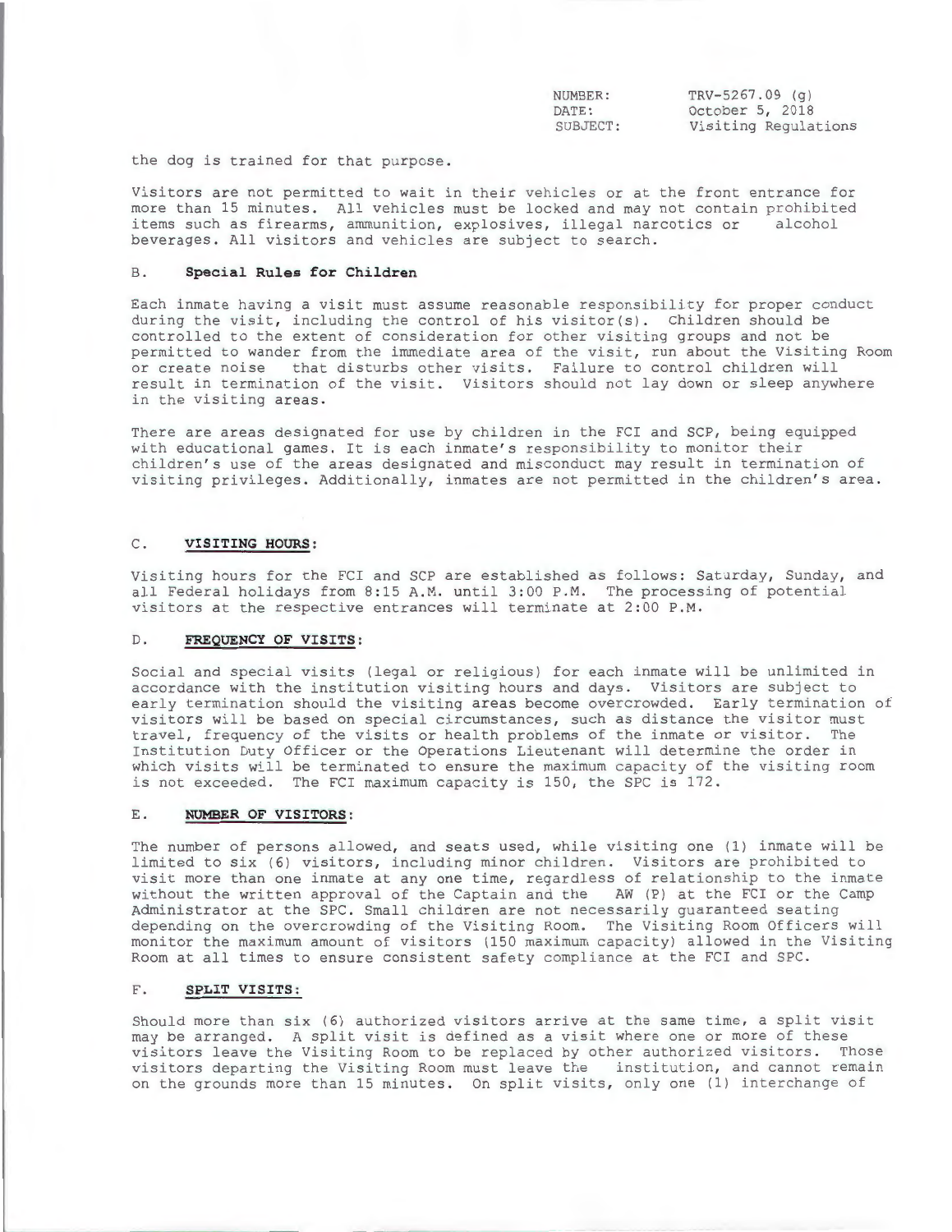the dog is trained for that purpose.

Visitors are not permitted to wait in their vehicles or at the front entrance for more than 15 minutes. All vehicles must be locked and may not contain prohibited items such as firearms, ammunition, explosives, illegal narcotics or alcohol beverages. All visitors and vehicles are subject to search.

### B. **Special Rules for Children**

Each inmate having a visit must assume reasonable responsibility for proper conduct during the visit, including the control of his visitor(s). Children should be controlled to the extent of consideration for other visiting groups and not be permitted to wander from the immediate area of the visit, run about the Visiting Room or create noise that disturbs other visits. Failure to control children will result in termination of the visit. Visitors should not lay down or sleep anywhere in the visiting areas.

There are areas designated for use by children in the FCI and SCP, being equipped with educational games. It is each inmate's responsibility to monitor their children's use of the areas designated and misconduct may result in termination of visiting privileges. Additionally, inmates are not permitted in the children's area.

### C. **VISITING HOURS:**

Visiting hours for the FCI and SCP are established as follows: Saturday, Sunday, and all Federal holidays from 8:15 A.M. until 3:00 P.M. The processing of potential visitors at the respective entrances will terminate at 2:00 P.M.

### D. **FREQUENCY OF VISITS:**

Social and special visits (legal or religious) for each inmate will be unlimited in accordance with the institution visiting hours and days. Visitors are subject to early termination should the visiting areas become overcrowded. Early termination of visitors will be based on special circumstances, such as distance the visitor must travel, frequency of the visits or health problems of the inmate or visitor. The Institution Duty Officer or the Operations Lieutenant will determine the order in which visits will be terminated to ensure the maximum capacity of the visiting room is not exceeded. The FCI maximum capacity is 150, the SPC is 172.

### E. **NUMBER OF VISITORS:**

The number of persons allowed, and seats used, while visiting one (1) inmate will be limited to six (6) visitors, including minor children. Visitors are prohibited to visit more than one inmate at any one time, regardless of relationship to the inmate without the written approval of the Captain and the AW (P) at the FCI or the Camp Administrator at the SPC. Small children are not necessarily guaranteed seating depending on the overcrowding of the Visiting Room. The Visiting Room Officers will monitor the maximum amount of visitors (150 maximum capacity) allowed in the Visiting Room at all times to ensure consistent safety compliance at the FCI and SPC.

### F. **SPLIT VISITS:**

Should more than six (6) authorized visitors arrive at the same time, a split visit may be arranged. A split visit is defined as a visit where one or more of these visitors leave the Visiting Room to be replaced by other authorized visitors. Those visitors departing the Visiting Room must leave the institution, and cannot remain on the grounds more than 15 minutes. On split visits, only one (1) interchange of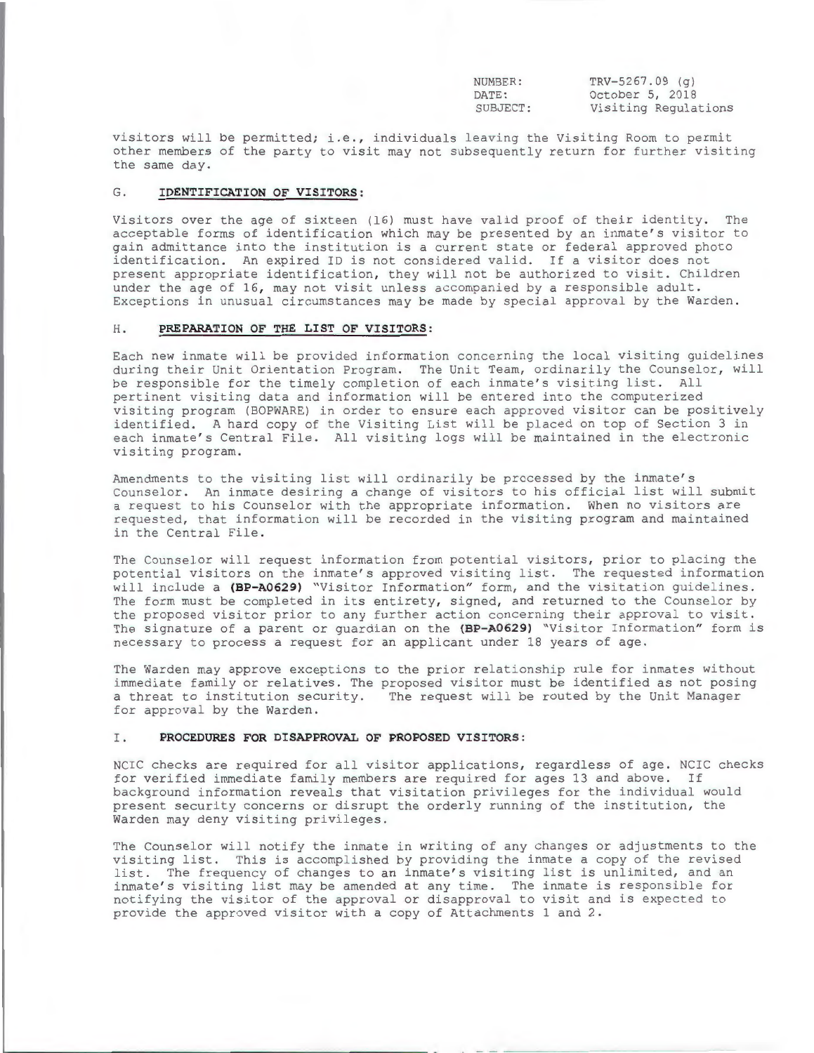visitors will be permitted; i.e., individuals leaving the Visiting Room to permit other members of the party to visit may not subsequently return for further visiting the same day.

## G. IDENTIFICATION OF VISITORS:

Visitors over the age of sixteen (16) must have valid proof of their identity. The acceptable forms of identification which may be presented by an inmate's visitor to gain admittance into the institution is a current state or federal approved photo identification. An expired ID is not considered valid. If a visitor does not present appropriate identification, they will not be authorized to visit. Children under the age of 16, may not visit unless accompanied by a responsible adult. Exceptions in unusual circumstances may be made by special approval by the Warden.

## H. PREPARATION OF THE LIST OF VISITORS:

Each new inmate will be provided information concerning the local visiting guidelines during their Unit Orientation Program. The Unit Team, ordinarily the Counselor, will be responsible for the timely completion of each inmate's visiting list. All pertinent visiting data and information will be entered into the computerized visiting program (BOPWARE) in order to ensure each approved visitor can be positively identified. A hard copy of the Visiting List will be placed on top of Section 3 in each inmate's Central File. All visiting logs will be maintained in the electronic visiting program.

Amendments to the visiting list will ordinarily be processed by the inmate's Counselor. An inmate desiring a change of visitors to his official list will submit a request to his Counselor with the appropriate information. When no visitors are requested, that information will be recorded in the visiting program and maintained in the Central File.

The Counselor will request information from potential visitors, prior to placing the potential visitors on the inmate's approved visiting list. The requested information will include a **(BP-A0629)** "Visitor Information" form, and the visitation guidelines. The form must be completed in its entirety, signed, and returned to the Counselor by the proposed visitor prior to any further action concerning their approval to visit. The signature of a parent or guardian on the **(BP-A0629)** "Visitor Information" form is necessary to process a request for an applicant under 18 years of age.

The Warden may approve exceptions to the prior relationship rule for inmates without immediate family or relatives. The proposed visitor must be identified as not posing a threat to institution security. The request will be routed by the Unit Manager for approval by the Warden.

## I. PROCEDURES FOR DISAPPROVAL OF PROPOSED VISITORS:

NCIC checks are required for all visitor applications, regardless of age. NCIC checks for verified immediate family members are required for ages 13 and above. If background information reveals that visitation privileges for the individual would present security concerns or disrupt the orderly running of the institution, the Warden may deny visiting privileges.

The Counselor will notify the inmate in writing of any changes or adjustments to the visiting list. This is accomplished by providing the inmate a copy of the revised list. The frequency of changes to an inmate's visiting list is unlimited, and an inmate's visiting list may be amended at any time. The inmate is responsible for notifying the visitor of the approval or disapproval to visit and is expected to provide the approved visitor with a copy of Attachments 1 and 2.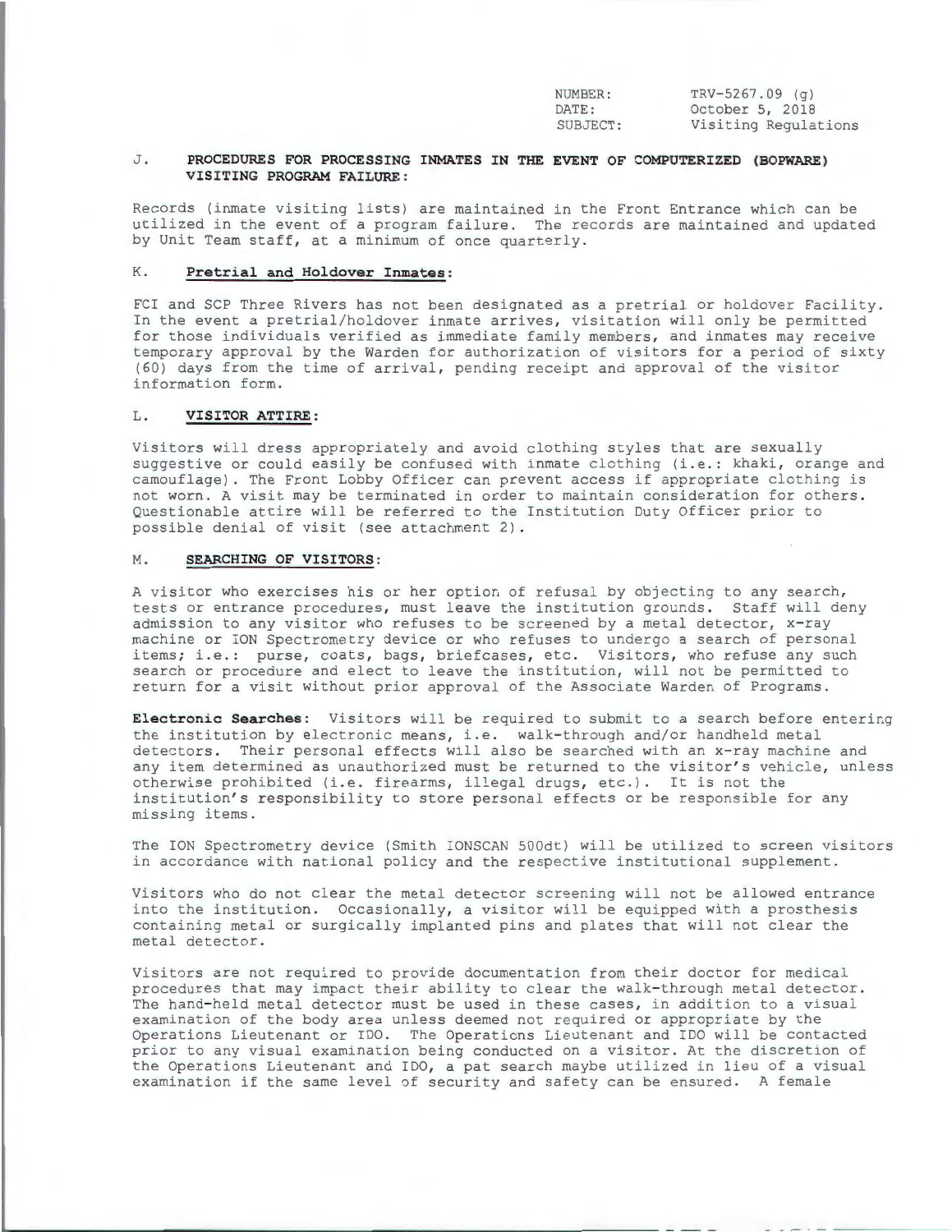## J. PROCEDURES FOR PROCESSING INMATES IN THE EVENT OF COMPUTERIZED (BOPWARE) VISITING PROGRAM FAILURE:

Records (inmate visiting lists) are maintained in the Front Entrance which can be utilized in the event of a program failure. The records are maintained and updated by Unit Team staff, at a minimum of once quarterly.

## K. Pretrial and Holdover Inmates:

FCI and SCP Three Rivers has not been designated as a pretrial or holdover Facility. In the event a pretrial/holdover inmate arrives, visitation will only be permitted for those individuals verified as immediate family members, and inmates may receive temporary approval by the Warden for authorization of visitors for a period of sixty (60) days from the time of arrival, pending receipt and approval of the visitor information form.

## L. VISITOR ATTIRE:

Visitors will dress appropriately and avoid clothing styles that are sexually suggestive or could easily be confused with inmate clothing (i.e.: khaki, orange and camouflage). The Front Lobby Officer can prevent access if appropriate clothing is not worn. A visit may be terminated in order to maintain consideration for others. Questionable attire will be referred to the Institution Duty Officer prior to possible denial of visit (see attachment 2).

## M. SEARCHING OF VISITORS:

A visitor who exercises his or her option of refusal by objecting to any search, tests or entrance procedures, must leave the institution grounds. Staff will deny admission to any visitor who refuses to be screened by a metal detector, x-ray machine or ION Spectrometry device or who refuses to undergo a search of personal items; i.e.: purse, coats, bags, briefcases, etc. Visitors, who refuse any such search or procedure and elect to leave the institution, will not be permitted to return for a visit without prior approval of the Associate Warden of Programs.

**Electronic Searches:** Visitors will be required to submit to a search before entering the institution by electronic means, i.e. walk-through and/or handheld metal detectors. Their personal effects will also be searched with an x-ray machine and any item determined as unauthorized must be returned to the visitor's vehicle, unless otherwise prohibited (i.e. firearms, illegal drugs, etc.). It is not the institution's responsibility to store personal effects or be responsible for any missing items.

The ION Spectrometry device (Smith IONSCAN 500dt) will be utilized to screen visitors in accordance with national policy and the respective institutional supplement.

Visitors who do not clear the metal detector screening will not be allowed entrance into the institution. Occasionally, a visitor will be equipped with a prosthesis containing metal or surgically implanted pins and plates that will not clear the metal detector.

Visitors are not required to provide documentation from their doctor for medical procedures that may impact their ability to clear the walk-through metal detector. The hand-held metal detector must be used in these cases, in addition to a visual examination of the body area unless deemed not required or appropriate by the Operations Lieutenant or IDO. The Operations Lieutenant and IDO will be contacted prior to any visual examination being conducted on a visitor. At the discretion of the Operations Lieutenant and IDO, a pat search maybe utilized in lieu of a visual examination if the same level of security and safety can be ensured. A female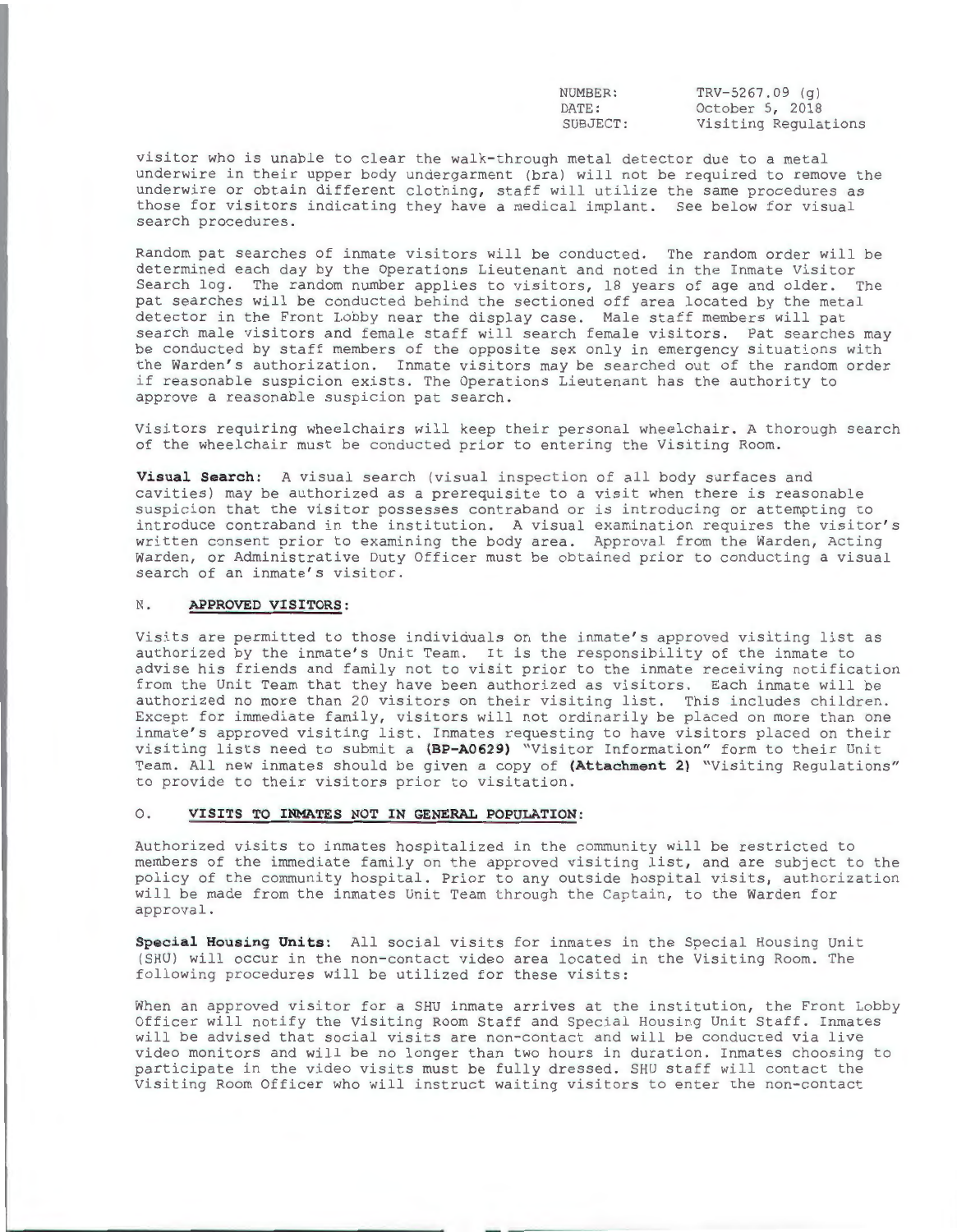visitor who is unable to clear the walk-through metal detector due to a metal underwire in their upper body undergarment (bra) will not be required to remove the underwire or obtain different clothing, staff will utilize the same procedures as those for visitors indicating they have a medical implant. See below for visual search procedures.

Random pat searches of inmate visitors will be conducted. The random order will be determined each day by the Operations Lieutenant and noted in the Inmate Visitor Search log. The random number applies to visitors, 18 years of age and older. The pat searches will be conducted behind the sectioned off area located by the metal detector in the Front Lobby near the display case. Male staff members will pat search male visitors and female staff will search female visitors. Pat searches may be conducted by staff members of the opposite sex only in emergency situations with the Warden's authorization. Inmate visitors may be searched out of the random order if reasonable suspicion exists. The Operations Lieutenant has the authority to approve a reasonable suspicion pat search.

Visitors requiring wheelchairs will keep their personal wheelchair. A thorough search of the wheelchair must be conducted prior to entering the Visiting Room.

**Visual Search**: A visual search (visual inspection of all body surfaces and cavities) may be authorized as a prerequisite to a visit when there is reasonable suspicion that the visitor possesses contraband or is introducing or attempting to introduce contraband in the institution. A visual examination requires the visitor's written consent prior to examining the body area. Approval from the Warden, Acting Warden, or Administrative Duty Officer must be obtained prior to conducting a visual search of an inmate's visitor.

## N. APPROVED VISITORS:

Visits are permitted to those individuals on the inmate's approved visiting list as authorized by the inmate's Unit Team. It is the responsibility of the inmate to advise his friends and family not to visit prior to the inmate receiving notification from the Unit Team that they have been authorized as visitors. Each inmate will be authorized no more than 20 visitors on their visiting list. This includes children. Except for immediate family, visitors will not ordinarily be placed on more than one inmate's approved visiting list. Inmates requesting to have visitors placed on their visiting lists need to submit a **(BP-A0629)** "Visitor Information" form to their Unit Team. All new inmates should be given a copy of **(Attachment 2)** "Visiting Regulations" to provide to their visitors prior to visitation.

## O. VISITS TO INMATES NOT IN GENERAL POPULATION:

Authorized visits to inmates hospitalized in the community will be restricted to members of the immediate family on the approved visiting list, and are subject to the policy of the community hospital. Prior to any outside hospital visits, authorization will be made from the inmates Unit Team through the Captain, to the Warden for approval.

**Special Housing Units**: All social visits for inmates in the Special Housing Unit (SHU) will occur in the non-contact video area located in the Visiting Room. The following procedures will be utilized for these visits:

When an approved visitor for a SHU inmate arrives at the institution, the Front Lobby Officer will notify the Visiting Room Staff and Special Housing Unit Staff. Inmates will be advised that social visits are non-contact and will be conducted via live video monitors and will be no longer than two hours in duration. Inmates choosing to participate in the video visits must be fully dressed. SHU staff will contact the Visiting Room Officer who will instruct waiting visitors to enter the non-contact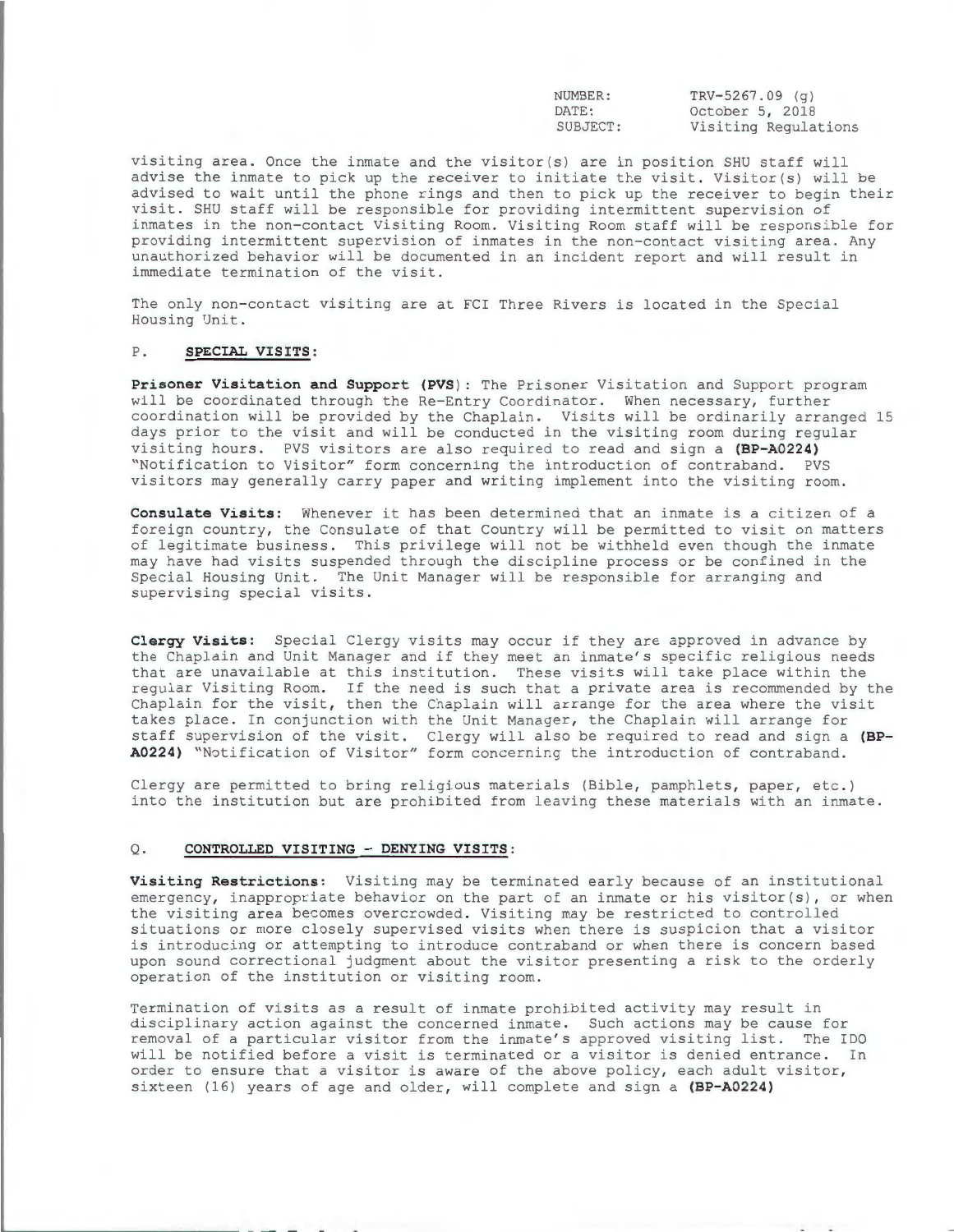visiting area. Once the inmate and the visitor(s) are in position SHU staff will advise the inmate to pick up the receiver to initiate the visit. Visitor(s) will be advised to wait until the phone rings and then to pick up the receiver to begin their visit. SHU staff will be responsible for providing intermittent supervision of inmates in the non-contact Visiting Room. Visiting Room staff will be responsible for providing intermittent supervision of inmates in the non-contact visiting area. Any unauthorized behavior will be documented in an incident report and will result in immediate termination of the visit.

The only non-contact visiting are at FCI Three Rivers is located in the Special Housing Unit.

P. **SPECIAL VISITS**:

**Prisoner Visitation and Support (PVS)**: The Prisoner Visitation and Support program will be coordinated through the Re-Entry Coordinator. When necessary, further coordination will be provided by the Chaplain. Visits will be ordinarily arranged 15 days prior to the visit and will be conducted in the visiting room during regular visiting hours. PVS visitors are also required to read and sign a **(BP-A0224)** "Notification to Visitor" form concerning the introduction of contraband. PVS visitors may generally carry paper and writing implement into the visiting room.

**Consulate Visits:** Whenever it has been determined that an inmate is a citizen of a foreign country, the Consulate of that Country will be permitted to visit on matters of legitimate business. This privilege will not be withheld even though the inmate may have had visits suspended through the discipline process or be confined in the Special Housing Unit. The Unit Manager will be responsible for arranging and supervising special visits.

**Clergy Visits:** Special Clergy visits may occur if they are approved in advance by the Chaplain and Unit Manager and if they meet an inmate's specific religious needs that are unavailable at this institution. These visits will take place within the regular Visiting Room. If the need is such that a private area is recommended by the Chaplain for the visit, then the Chaplain will arrange for the area where the visit takes place. In conjunction with the Unit Manager, the Chaplain will arrange for staff supervision of the visit. Clergy will also be required to read and sign a **(BP-A0224)** "Notification of Visitor" form concerning the introduction of contraband.

Clergy are permitted to bring religious materials (Bible, pamphlets, paper, etc.) into the institution but are prohibited from leaving these materials with an inmate.

Q. **CONTROLLED VISITING - DENYING VISITS**:

**Visiting Restrictions**: Visiting may be terminated early because of an institutional emergency, inappropriate behavior on the part of an inmate or his visitor(s), or when the visiting area becomes overcrowded. Visiting may be restricted to controlled situations or more closely supervised visits when there is suspicion that a visitor is introducing or attempting to introduce contraband or when there is concern based upon sound correctional judgment about the visitor presenting a risk to the orderly operation of the institution or visiting room.

Termination of visits as a result of inmate prohibited activity may result in disciplinary action against the concerned inmate. Such actions may be cause for removal of a particular visitor from the inmate's approved visiting list. The IDO will be notified before a visit is terminated or a visitor is denied entrance. In order to ensure that a visitor is aware of the above policy, each adult visitor, sixteen (16) years of age and older, will complete and sign a **(BP-A0224)**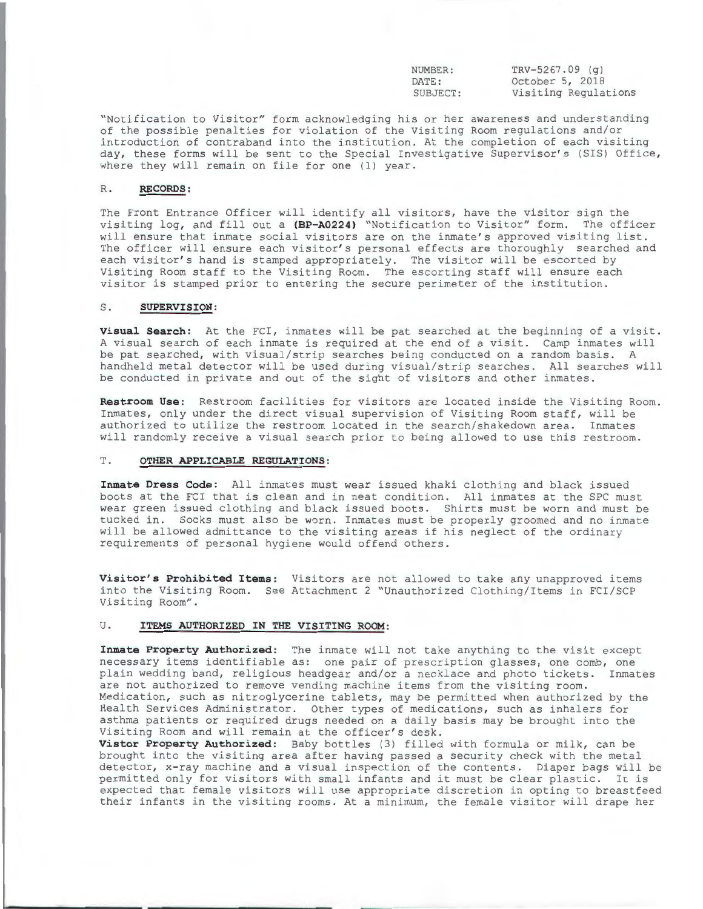"Notification to Visitor" form acknowledging his or her awareness and understanding of the possible penalties for violation of the Visiting Room regulations and/or introduction of contraband into the institution. At the completion of each visiting day, these forms will be sent to the Special Investigative Supervisor's (SIS) Office, where they will remain on file for one (1) year.

## R. RECORDS:

The Front Entrance Officer will identify all visitors, have the visitor sign the visiting log, and fill out a **(BP-A0224)** "Notification to Visitor" form. The officer will ensure that inmate social visitors are on the inmate's approved visiting list. The officer will ensure each visitor's personal effects are thoroughly searched and each visitor's hand is stamped appropriately. The visitor will be escorted by Visiting Room staff to the Visiting Room. The escorting staff will ensure each visitor is stamped prior to entering the secure perimeter of the institution.

## S. SUPERVISION:

**Visual Search:** At the FCI, inmates will be pat searched at the beginning of a visit. A visual search of each inmate is required at the end of a visit. Camp inmates will be pat searched, with visual/strip searches being conducted on a random basis. A handheld metal detector will be used during visual/strip searches. All searches will be conducted in private and out of the sight of visitors and other inmates.

**Restroom Use:** Restroom facilities for visitors are located inside the Visiting Room. Inmates, only under the direct visual supervision of Visiting Room staff, will be authorized to utilize the restroom located in the search/shakedown area. Inmates will randomly receive a visual search prior to being allowed to use this restroom.

## T. OTHER APPLICABLE REGULATIONS:

**Inmate Dress Code:** All inmates must wear issued khaki clothing and black issued boots at the FCI that is clean and in neat condition. All inmates at the SPC must wear green issued clothing and black issued boots. Shirts must be worn and must be tucked in. Socks must also be worn. Inmates must be properly groomed and no inmate will be allowed admittance to the visiting areas if his neglect of the ordinary requirements of personal hygiene would offend others.

**Visitor's Prohibited Items:** Visitors are not allowed to take any unapproved items into the Visiting Room. See Attachment 2 "Unauthorized Clothing/Items in FCI/SCP Visiting Room".

## U. ITEMS AUTHORIZED IN THE VISITING ROOM:

**Inmate Property Authorized:** The inmate will not take anything to the visit except necessary items identifiable as: one pair of prescription glasses, one comb, one plain wedding band, religious headgear and/or a necklace and photo tickets. Inmates are not authorized to remove vending machine items from the visiting room. Medication, such as nitroglycerine tablets, may be permitted when authorized by the Health Services Administrator. Other types of medications, such as inhalers for asthma patients or required drugs needed on a daily basis may be brought into the Visiting Room and will remain at the officer's desk.

**Vistor Property Authorized:** Baby bottles (3) filled with formula or milk, can be brought into the visiting area after having passed a security check with the metal detector, x-ray machine and a visual inspection of the contents. Diaper bags will be permitted only for visitors with small infants and it must be clear plastic. It is expected that female visitors will use appropriate discretion in opting to breastfeed their infants in the visiting rooms. At a minimum, the female visitor will drape her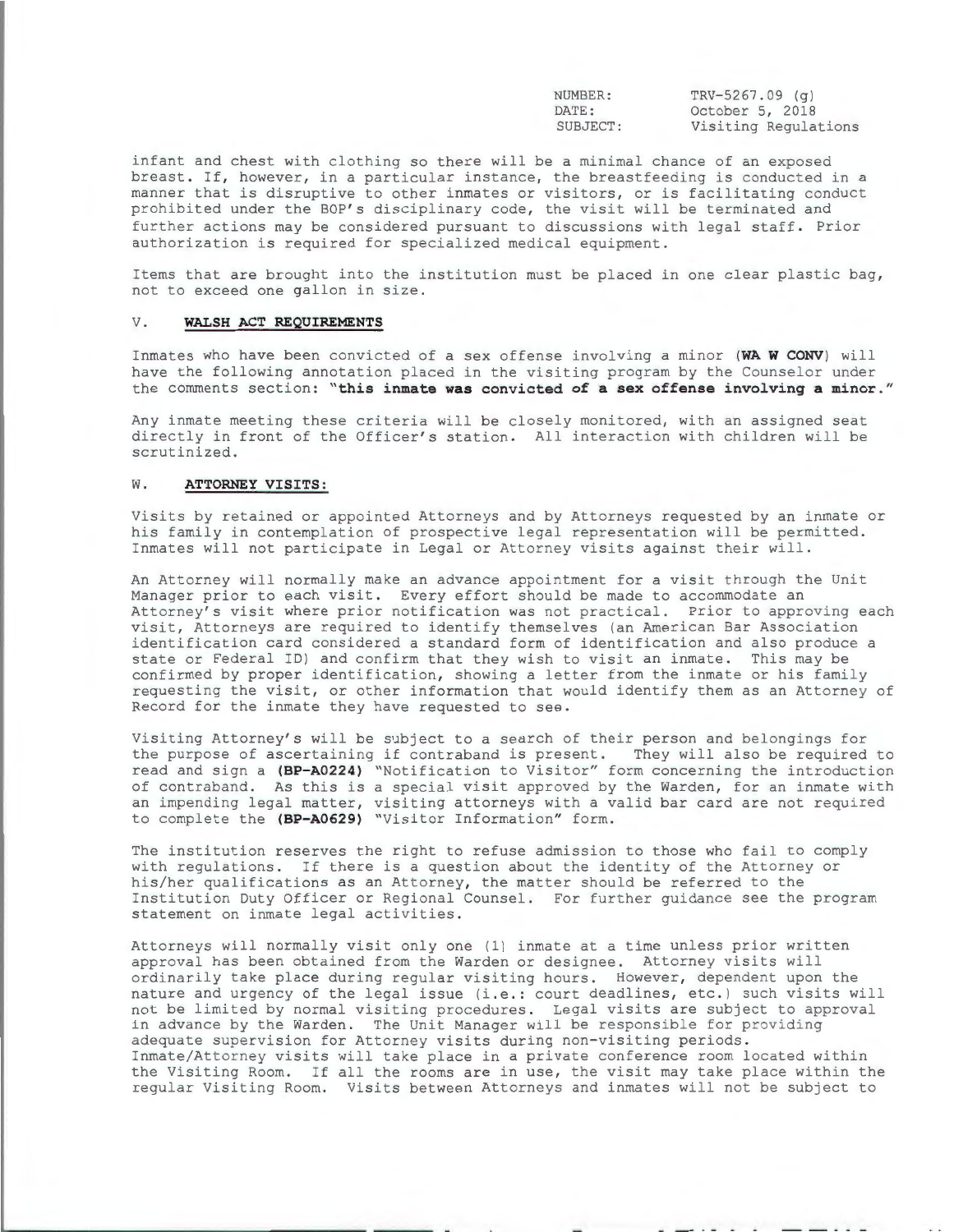infant and chest with clothing so there will be a minimal chance of an exposed breast. If, however, in a particular instance, the breastfeeding is conducted in a manner that is disruptive to other inmates or visitors, or is facilitating conduct prohibited under the BOP's disciplinary code, the visit will be terminated and further actions may be considered pursuant to discussions with legal staff. Prior authorization is required for specialized medical equipment.

Items that are brought into the institution must be placed in one clear plastic bag, not to exceed one gallon in size.

## V. **WALSH ACT REQUIREMENTS**

Inmates who have been convicted of a sex offense involving a minor (**WA W CONV**) will have the following annotation placed in the visiting program by the Counselor under the comments section: **"this inmate was convicted of a sex offense involving a minor."**

Any inmate meeting these criteria will be closely monitored, with an assigned seat directly in front of the Officer's station. All interaction with children will be scrutinized.

## W. **ATTORNEY VISITS:**

Visits by retained or appointed Attorneys and by Attorneys requested by an inmate or his family in contemplation of prospective legal representation will be permitted. Inmates will not participate in Legal or Attorney visits against their will.

An Attorney will normally make an advance appointment for a visit through the Unit Manager prior to each visit. Every effort should be made to accommodate an Attorney's visit where prior notification was not practical. Prior to approving each visit, Attorneys are required to identify themselves (an American Bar Association identification card considered a standard form of identification and also produce a state or Federal ID) and confirm that they wish to visit an inmate. This may be confirmed by proper identification, showing a letter from the inmate or his family requesting the visit, or other information that would identify them as an Attorney of Record for the inmate they have requested to see.

Visiting Attorney's will be subject to a search of their person and belongings for the purpose of ascertaining if contraband is present. They will also be required to read and sign a **(BP-A0224)** "Notification to Visitor" form concerning the introduction of contraband. As this is a special visit approved by the Warden, for an inmate with an impending legal matter, visiting attorneys with a valid bar card are not required to complete the **(BP-A0629)** "Visitor Information" form.

The institution reserves the right to refuse admission to those who fail to comply with regulations. If there is a question about the identity of the Attorney or his/her qualifications as an Attorney, the matter should be referred to the Institution Duty Officer or Regional Counsel. For further guidance see the program statement on inmate legal activities.

Attorneys will normally visit only one (1) inmate at a time unless prior written approval has been obtained from the Warden or designee. Attorney visits will ordinarily take place during regular visiting hours. However, dependent upon the nature and urgency of the legal issue (i.e.: court deadlines, etc.) such visits will not be limited by normal visiting procedures. Legal visits are subject to approval in advance by the Warden. The Unit Manager will be responsible for providing adequate supervision for Attorney visits during non-visiting periods.
Inmate/Attorney visits will take place in a private conference room located within the Visiting Room. If all the rooms are in use, the visit may take place within the regular Visiting Room. Visits between Attorneys and inmates will not be subject to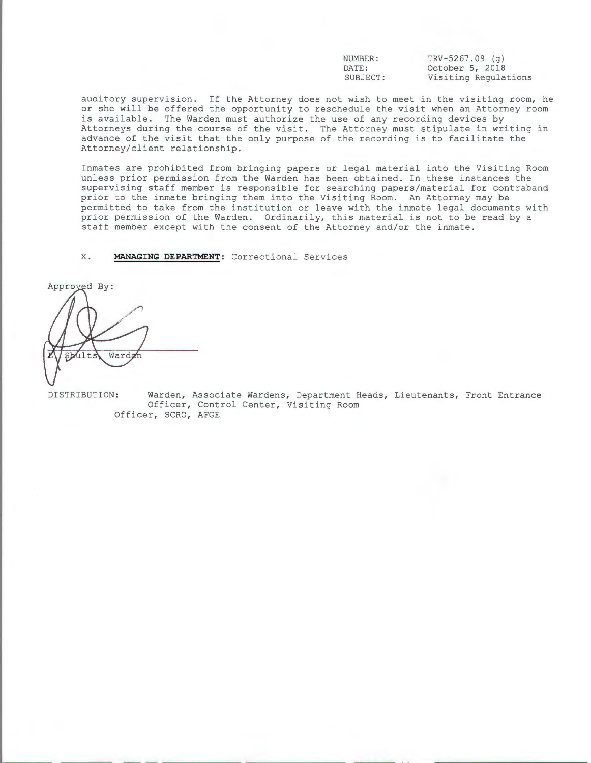| NUMBER: | TRV-5267.09 (g) |
| --- | --- |
| DATE: | October 5, 2018 |
| SUBJECT: | Visiting Regulations |

auditory supervision. If the Attorney does not wish to meet in the visiting room, he or she will be offered the opportunity to reschedule the visit when an Attorney room is available. The Warden must authorize the use of any recording devices by Attorneys during the course of the visit. The Attorney must stipulate in writing in advance of the visit that the only purpose of the recording is to facilitate the Attorney/client relationship.

Inmates are prohibited from bringing papers or legal material into the Visiting Room unless prior permission from the Warden has been obtained. In these instances the supervising staff member is responsible for searching papers/material for contraband prior to the inmate bringing them into the Visiting Room. An Attorney may be permitted to take from the institution or leave with the inmate legal documents with prior permission of the Warden. Ordinarily, this material is not to be read by a staff member except with the consent of the Attorney and/or the inmate.

X. **MANAGING DEPARTMENT**: Correctional Services

Approved By:

E. Shults, Warden

DISTRIBUTION: Warden, Associate Wardens, Department Heads, Lieutenants, Front Entrance Officer, Control Center, Visiting Room Officer, SCRO, AFGE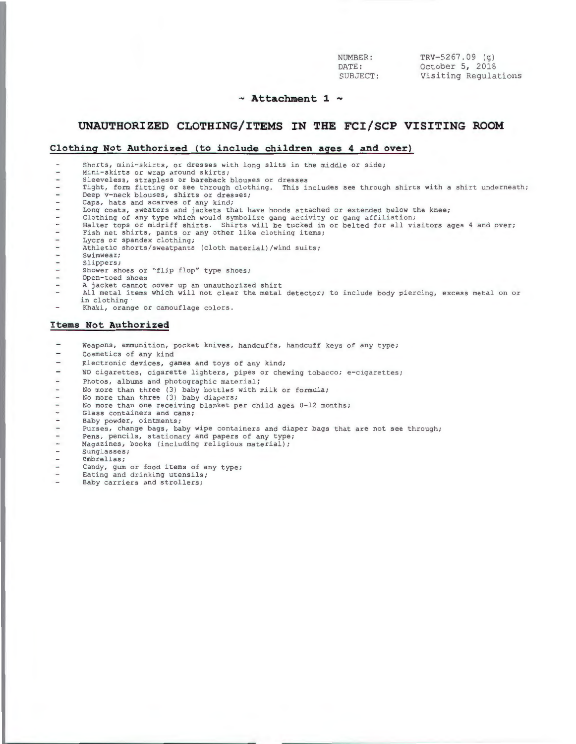NUMBER: TRV-5267.09 (g)
DATE: October 5, 2018
SUBJECT: Visiting Regulations

**~ Attachment 1 ~**

# UNAUTHORIZED CLOTHING/ITEMS IN THE FCI/SCP VISITING ROOM

## Clothing Not Authorized (to include children ages 4 and over)

- Shorts, mini-skirts, or dresses with long slits in the middle or side;
- Mini-skirts or wrap around skirts;
- Sleeveless, strapless or bareback blouses or dresses
- Tight, form fitting or see through clothing. This includes see through shirts with a shirt underneath;
- Deep v-neck blouses, shirts or dresses;
- Caps, hats and scarves of any kind;
- Long coats, sweaters and jackets that have hoods attached or extended below the knee;
- Clothing of any type which would symbolize gang activity or gang affiliation;
- Halter tops or midriff shirts. Shirts will be tucked in or belted for all visitors ages 4 and over;
- Fish net shirts, pants or any other like clothing items;
- Lycra or spandex clothing;
- Athletic shorts/sweatpants (cloth material)/wind suits;
- Swimwear;
- Slippers;
- Shower shoes or "flip flop" type shoes;
- Open-toed shoes
- A jacket cannot cover up an unauthorized shirt
- All metal items which will not clear the metal detector; to include body piercing, excess metal on or in clothing
- Khaki, orange or camouflage colors.

## Items Not Authorized

- Weapons, ammunition, pocket knives, handcuffs, handcuff keys of any type;
- Cosmetics of any kind
- Electronic devices, games and toys of any kind;
- NO cigarettes, cigarette lighters, pipes or chewing tobacco; e-cigarettes;
- Photos, albums and photographic material;
- No more than three (3) baby bottles with milk or formula;
- No more than three (3) baby diapers;
- No more than one receiving blanket per child ages 0-12 months;
- Glass containers and cans;
- Baby powder, ointments;
- Purses, change bags, baby wipe containers and diaper bags that are not see through;
- Pens, pencils, stationary and papers of any type;
- Magazines, books (including religious material);
- Sunglasses;
- Umbrellas;
- Candy, gum or food items of any type;
- Eating and drinking utensils;
- Baby carriers and strollers;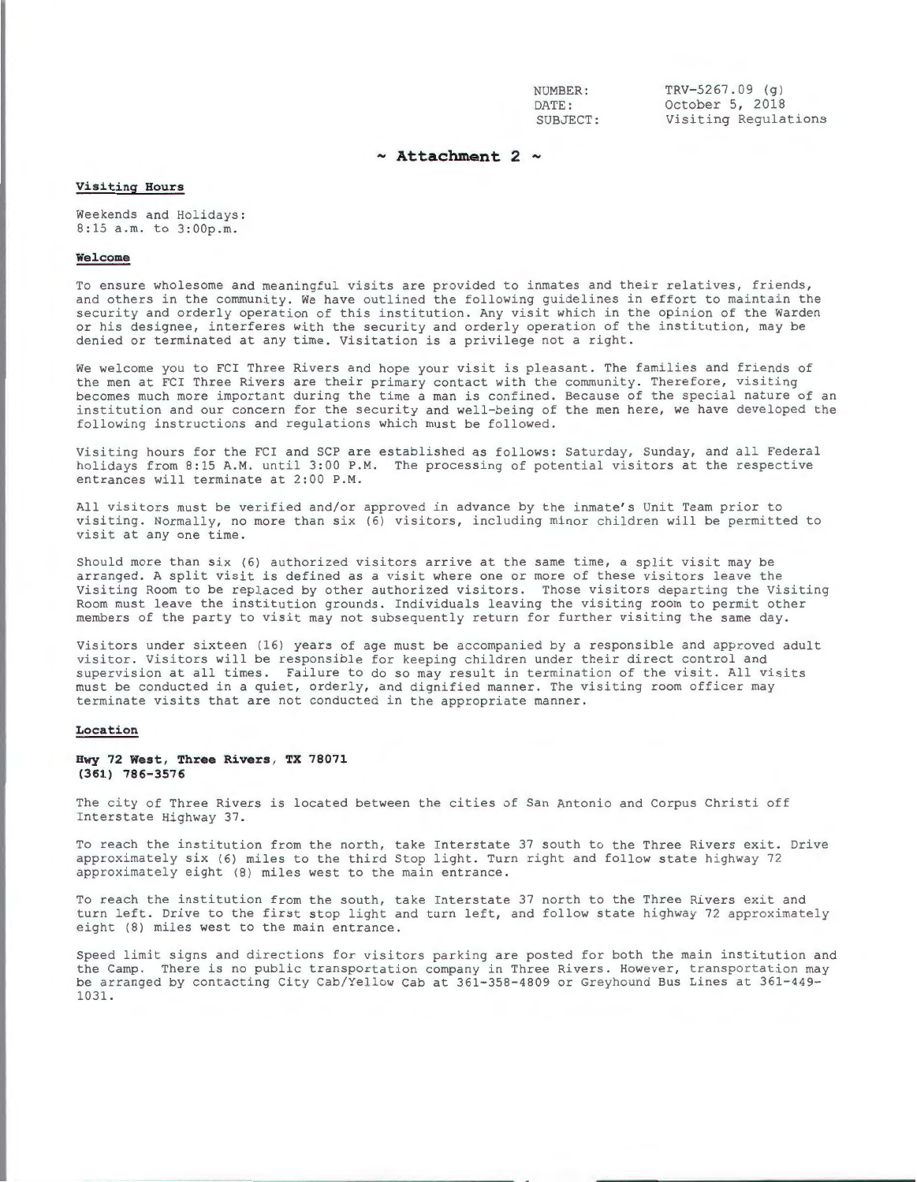NUMBER: TRV-5267.09 (g)
DATE: October 5, 2018
SUBJECT: Visiting Regulations

## ~ Attachment 2 ~

### Visiting Hours

Weekends and Holidays:
8:15 a.m. to 3:00p.m.

### Welcome

To ensure wholesome and meaningful visits are provided to inmates and their relatives, friends, and others in the community. We have outlined the following guidelines in effort to maintain the security and orderly operation of this institution. Any visit which in the opinion of the Warden or his designee, interferes with the security and orderly operation of the institution, may be denied or terminated at any time. Visitation is a privilege not a right.

We welcome you to FCI Three Rivers and hope your visit is pleasant. The families and friends of the men at FCI Three Rivers are their primary contact with the community. Therefore, visiting becomes much more important during the time a man is confined. Because of the special nature of an institution and our concern for the security and well-being of the men here, we have developed the following instructions and regulations which must be followed.

Visiting hours for the FCI and SCP are established as follows: Saturday, Sunday, and all Federal holidays from 8:15 A.M. until 3:00 P.M. The processing of potential visitors at the respective entrances will terminate at 2:00 P.M.

All visitors must be verified and/or approved in advance by the inmate's Unit Team prior to visiting. Normally, no more than six (6) visitors, including minor children will be permitted to visit at any one time.

Should more than six (6) authorized visitors arrive at the same time, a split visit may be arranged. A split visit is defined as a visit where one or more of these visitors leave the Visiting Room to be replaced by other authorized visitors. Those visitors departing the Visiting Room must leave the institution grounds. Individuals leaving the visiting room to permit other members of the party to visit may not subsequently return for further visiting the same day.

Visitors under sixteen (16) years of age must be accompanied by a responsible and approved adult visitor. Visitors will be responsible for keeping children under their direct control and supervision at all times. Failure to do so may result in termination of the visit. All visits must be conducted in a quiet, orderly, and dignified manner. The visiting room officer may terminate visits that are not conducted in the appropriate manner.

### Location

**Hwy 72 West, Three Rivers, TX 78071**
**(361) 786-3576**

The city of Three Rivers is located between the cities of San Antonio and Corpus Christi off Interstate Highway 37.

To reach the institution from the north, take Interstate 37 south to the Three Rivers exit. Drive approximately six (6) miles to the third Stop light. Turn right and follow state highway 72 approximately eight (8) miles west to the main entrance.

To reach the institution from the south, take Interstate 37 north to the Three Rivers exit and turn left. Drive to the first stop light and turn left, and follow state highway 72 approximately eight (8) miles west to the main entrance.

Speed limit signs and directions for visitors parking are posted for both the main institution and the Camp. There is no public transportation company in Three Rivers. However, transportation may be arranged by contacting City Cab/Yellow Cab at 361-358-4809 or Greyhound Bus Lines at 361-449-1031.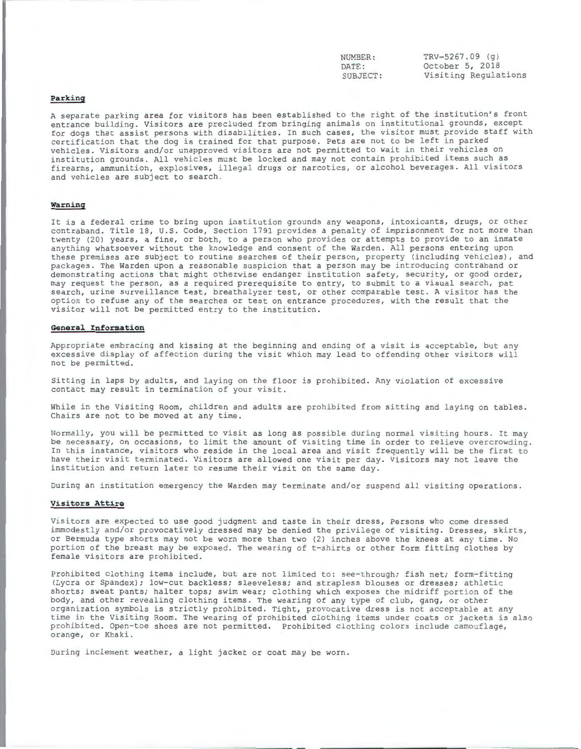| | |
|---|---|
| NUMBER: | TRV-5267.09 (g) |
| DATE: | October 5, 2018 |
| SUBJECT: | Visiting Regulations |

**Parking**

A separate parking area for visitors has been established to the right of the institution's front entrance building. Visitors are precluded from bringing animals on institutional grounds, except for dogs that assist persons with disabilities. In such cases, the visitor must provide staff with certification that the dog is trained for that purpose. Pets are not to be left in parked vehicles. Visitors and/or unapproved visitors are not permitted to wait in their vehicles on institution grounds. All vehicles must be locked and may not contain prohibited items such as firearms, ammunition, explosives, illegal drugs or narcotics, or alcohol beverages. All visitors and vehicles are subject to search.

**Warning**

It is a federal crime to bring upon institution grounds any weapons, intoxicants, drugs, or other contraband. Title 18, U.S. Code, Section 1791 provides a penalty of imprisonment for not more than twenty (20) years, a fine, or both, to a person who provides or attempts to provide to an inmate anything whatsoever without the knowledge and consent of the Warden. All persons entering upon these premises are subject to routine searches of their person, property (including vehicles), and packages. The Warden upon a reasonable suspicion that a person may be introducing contraband or demonstrating actions that might otherwise endanger institution safety, security, or good order, may request the person, as a required prerequisite to entry, to submit to a visual search, pat search, urine surveillance test, breathalyzer test, or other comparable test. A visitor has the option to refuse any of the searches or test on entrance procedures, with the result that the visitor will not be permitted entry to the institution.

**General Information**

Appropriate embracing and kissing at the beginning and ending of a visit is acceptable, but any excessive display of affection during the visit which may lead to offending other visitors will not be permitted.

Sitting in laps by adults, and laying on the floor is prohibited. Any violation of excessive contact may result in termination of your visit.

While in the Visiting Room, children and adults are prohibited from sitting and laying on tables. Chairs are not to be moved at any time.

Normally, you will be permitted to visit as long as possible during normal visiting hours. It may be necessary, on occasions, to limit the amount of visiting time in order to relieve overcrowding. In this instance, visitors who reside in the local area and visit frequently will be the first to have their visit terminated. Visitors are allowed one visit per day. Visitors may not leave the institution and return later to resume their visit on the same day.

During an institution emergency the Warden may terminate and/or suspend all visiting operations.

**Visitors Attire**

Visitors are expected to use good judgment and taste in their dress, Persons who come dressed immodestly and/or provocatively dressed may be denied the privilege of visiting. Dresses, skirts, or Bermuda type shorts may not be worn more than two (2) inches above the knees at any time. No portion of the breast may be exposed. The wearing of t-shirts or other form fitting clothes by female visitors are prohibited.

Prohibited clothing items include, but are not limited to: see-through; fish net; form-fitting (Lycra or Spandex); low-cut backless; sleeveless; and strapless blouses or dresses; athletic shorts; sweat pants; halter tops; swim wear; clothing which exposes the midriff portion of the body, and other revealing clothing items. The wearing of any type of club, gang, or other organization symbols is strictly prohibited. Tight, provocative dress is not acceptable at any time in the Visiting Room. The wearing of prohibited clothing items under coats or jackets is also prohibited. Open-toe shoes are not permitted. Prohibited clothing colors include camouflage, orange, or Khaki.

During inclement weather, a light jacket or coat may be worn.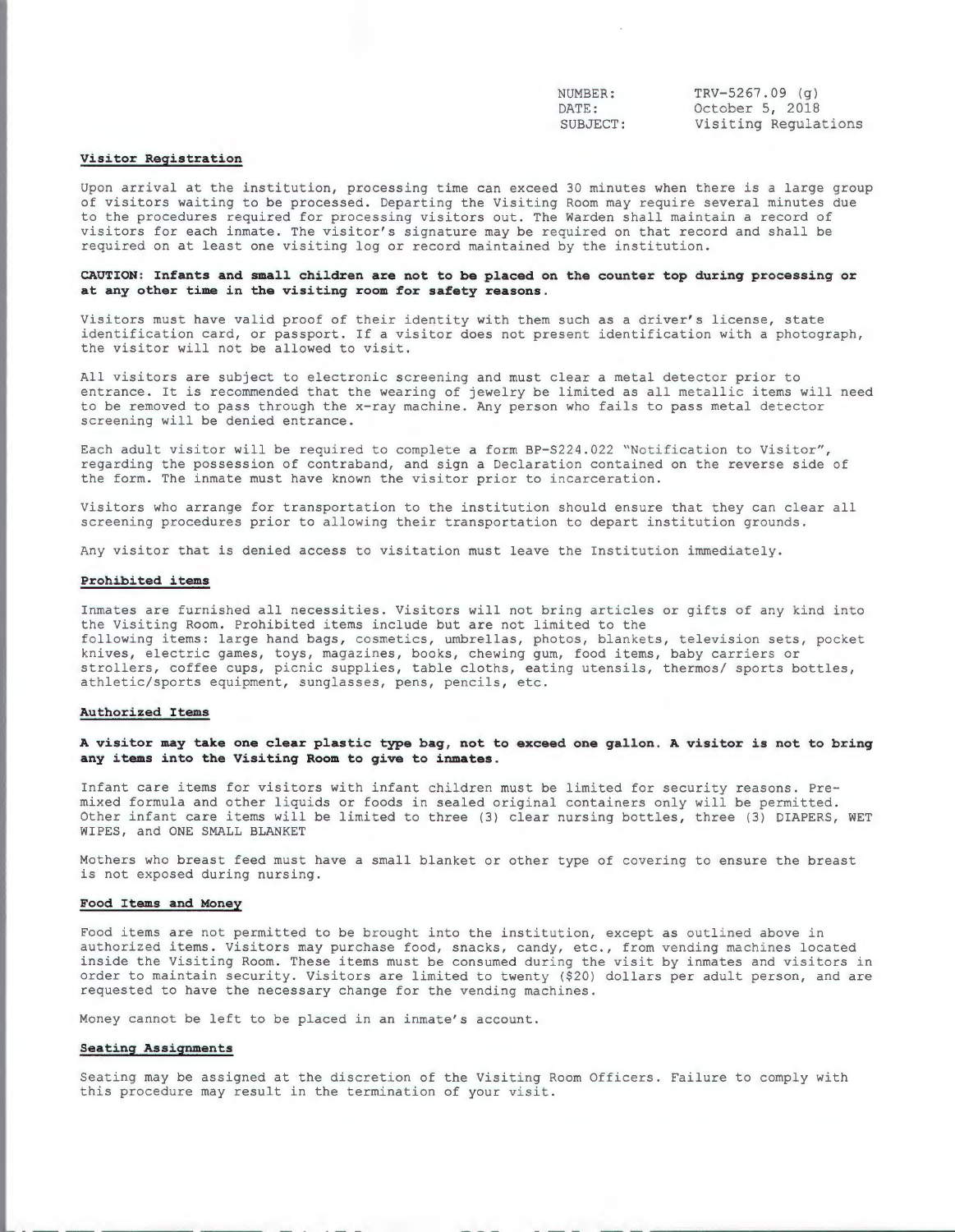NUMBER: TRV-5267.09 (g)
DATE: October 5, 2018
SUBJECT: Visiting Regulations

## Visitor Registration

Upon arrival at the institution, processing time can exceed 30 minutes when there is a large group of visitors waiting to be processed. Departing the Visiting Room may require several minutes due to the procedures required for processing visitors out. The Warden shall maintain a record of visitors for each inmate. The visitor's signature may be required on that record and shall be required on at least one visiting log or record maintained by the institution.

**CAUTION: Infants and small children are not to be placed on the counter top during processing or at any other time in the visiting room for safety reasons.**

Visitors must have valid proof of their identity with them such as a driver's license, state identification card, or passport. If a visitor does not present identification with a photograph, the visitor will not be allowed to visit.

All visitors are subject to electronic screening and must clear a metal detector prior to entrance. It is recommended that the wearing of jewelry be limited as all metallic items will need to be removed to pass through the x-ray machine. Any person who fails to pass metal detector screening will be denied entrance.

Each adult visitor will be required to complete a form BP-S224.022 "Notification to Visitor", regarding the possession of contraband, and sign a Declaration contained on the reverse side of the form. The inmate must have known the visitor prior to incarceration.

Visitors who arrange for transportation to the institution should ensure that they can clear all screening procedures prior to allowing their transportation to depart institution grounds.

Any visitor that is denied access to visitation must leave the Institution immediately.

## Prohibited items

Inmates are furnished all necessities. Visitors will not bring articles or gifts of any kind into the Visiting Room. Prohibited items include but are not limited to the following items: large hand bags, cosmetics, umbrellas, photos, blankets, television sets, pocket knives, electric games, toys, magazines, books, chewing gum, food items, baby carriers or strollers, coffee cups, picnic supplies, table cloths, eating utensils, thermos/ sports bottles, athletic/sports equipment, sunglasses, pens, pencils, etc.

## Authorized Items

**A visitor may take one clear plastic type bag, not to exceed one gallon. A visitor is not to bring any items into the Visiting Room to give to inmates.**

Infant care items for visitors with infant children must be limited for security reasons. Pre-mixed formula and other liquids or foods in sealed original containers only will be permitted. Other infant care items will be limited to three (3) clear nursing bottles, three (3) DIAPERS, WET WIPES, and ONE SMALL BLANKET

Mothers who breast feed must have a small blanket or other type of covering to ensure the breast is not exposed during nursing.

## Food Items and Money

Food items are not permitted to be brought into the institution, except as outlined above in authorized items. Visitors may purchase food, snacks, candy, etc., from vending machines located inside the Visiting Room. These items must be consumed during the visit by inmates and visitors in order to maintain security. Visitors are limited to twenty ($20) dollars per adult person, and are requested to have the necessary change for the vending machines.

Money cannot be left to be placed in an inmate's account.

## Seating Assignments

Seating may be assigned at the discretion of the Visiting Room Officers. Failure to comply with this procedure may result in the termination of your visit.